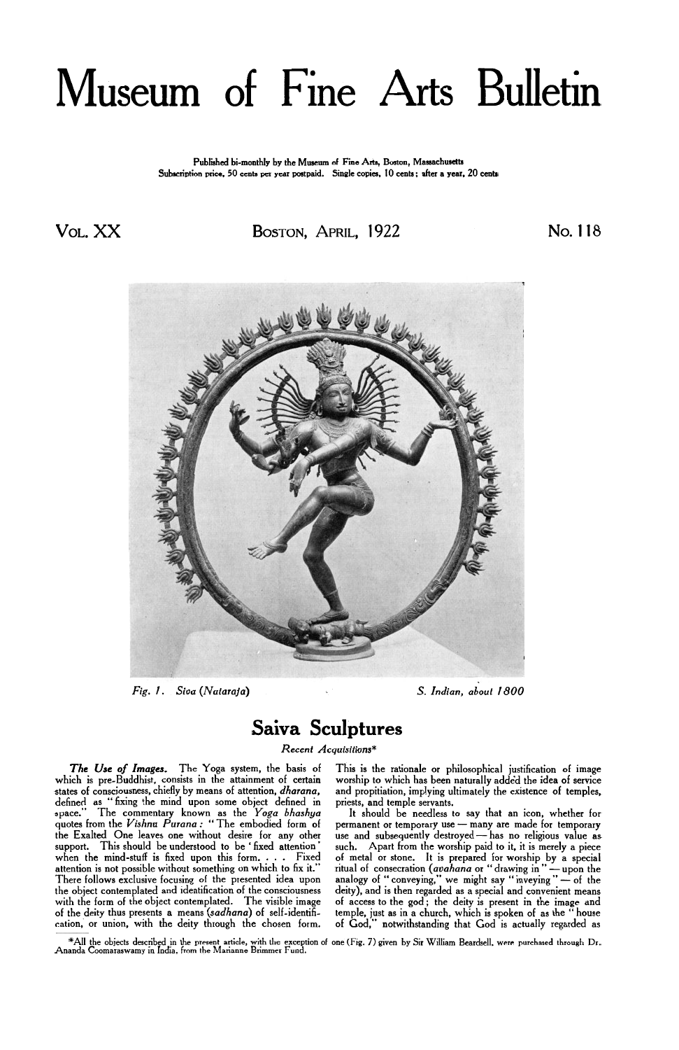# Museum of Fine Arts Bulletin

Published bi-monthly by the Museum of Fine Arts, Boston, Massachusetts
Subscription price, 50 cents per year postpaid. Single copies, 10 cents; after a year, 20 cents

VOL. XX — BOSTON, APRIL, 1922 — No. 118

*Fig. 1. Siva (Nataraja)* — *S. Indian, about 1800*

## Saiva Sculptures

*Recent Acquisitions**

***The Use of Images.*** The Yoga system, the basis of which is pre-Buddhist, consists in the attainment of certain states of consciousness, chiefly by means of attention, *dharana*, defined as "fixing the mind upon some object defined in space." The commentary known as the *Yoga bhashya* quotes from the *Vishnu Purana*: "The embodied form of the Exalted One leaves one without desire for any other support. This should be understood to be 'fixed attention' when the mind-stuff is fixed upon this form. . . . Fixed attention is not possible without something on which to fix it." There follows exclusive focusing of the presented idea upon the object contemplated and identification of the consciousness with the form of the object contemplated. The visible image of the deity thus presents a means (*sadhana*) of self-identification, or union, with the deity through the chosen form. This is the rationale or philosophical justification of image worship to which has been naturally added the idea of service and propitiation, implying ultimately the existence of temples, priests, and temple servants.

It should be needless to say that an icon, whether for permanent or temporary use — many are made for temporary use and subsequently destroyed — has no religious value as such. Apart from the worship paid to it, it is merely a piece of metal or stone. It is prepared for worship by a special ritual of consecration (*avahana* or "drawing in" — upon the analogy of "conveying," we might say "inveying" — of the deity), and is then regarded as a special and convenient means of access to the god; the deity is present in the image and temple, just as in a church, which is spoken of as the "house of God," notwithstanding that God is actually regarded as

*All the objects described in the present article, with the exception of one (Fig. 7) given by Sir William Beardsell, were purchased through Dr. Ananda Coomaraswamy in India, from the Marianne Brimmer Fund.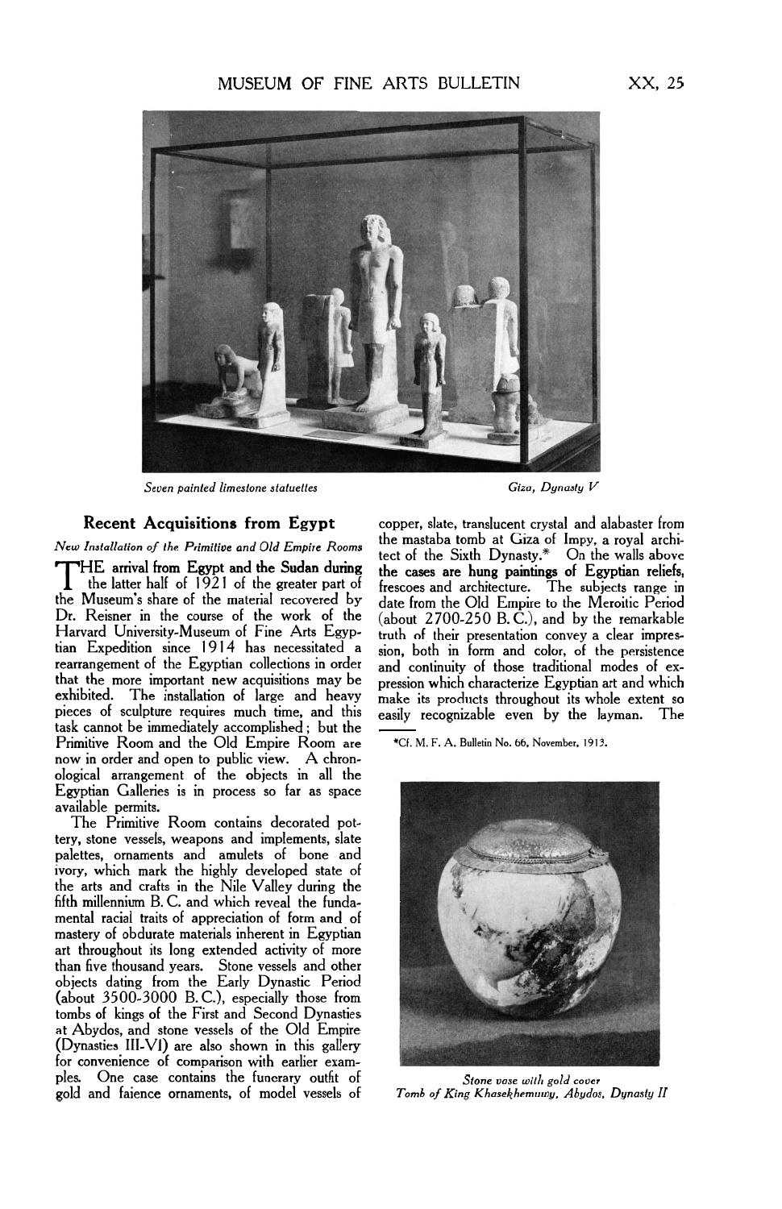*Seven painted limestone statuettes* — *Giza, Dynasty V*

## Recent Acquisitions from Egypt

*New Installation of the Primitive and Old Empire Rooms*

THE arrival from Egypt and the Sudan during the latter half of 1921 of the greater part of the Museum's share of the material recovered by Dr. Reisner in the course of the work of the Harvard University-Museum of Fine Arts Egyptian Expedition since 1914 has necessitated a rearrangement of the Egyptian collections in order that the more important new acquisitions may be exhibited. The installation of large and heavy pieces of sculpture requires much time, and this task cannot be immediately accomplished; but the Primitive Room and the Old Empire Room are now in order and open to public view. A chronological arrangement of the objects in all the Egyptian Galleries is in process so far as space available permits.

The Primitive Room contains decorated pottery, stone vessels, weapons and implements, slate palettes, ornaments and amulets of bone and ivory, which mark the highly developed state of the arts and crafts in the Nile Valley during the fifth millennium B. C. and which reveal the fundamental racial traits of appreciation of form and of mastery of obdurate materials inherent in Egyptian art throughout its long extended activity of more than five thousand years. Stone vessels and other objects dating from the Early Dynastic Period (about 3500-3000 B. C.), especially those from tombs of kings of the First and Second Dynasties at Abydos, and stone vessels of the Old Empire (Dynasties III-VI) are also shown in this gallery for convenience of comparison with earlier examples. One case contains the funerary outfit of gold and faience ornaments, of model vessels of copper, slate, translucent crystal and alabaster from the mastaba tomb at Giza of Impy, a royal architect of the Sixth Dynasty.* On the walls above the cases are hung paintings of Egyptian reliefs, frescoes and architecture. The subjects range in date from the Old Empire to the Meroitic Period (about 2700-250 B. C.), and by the remarkable truth of their presentation convey a clear impression, both in form and color, of the persistence and continuity of those traditional modes of expression which characterize Egyptian art and which make its products throughout its whole extent so easily recognizable even by the layman. The

*Cf. M. F. A. Bulletin No. 66, November, 1913.

*Stone vase with gold cover*
*Tomb of King Khasekhemuwy, Abydos, Dynasty II*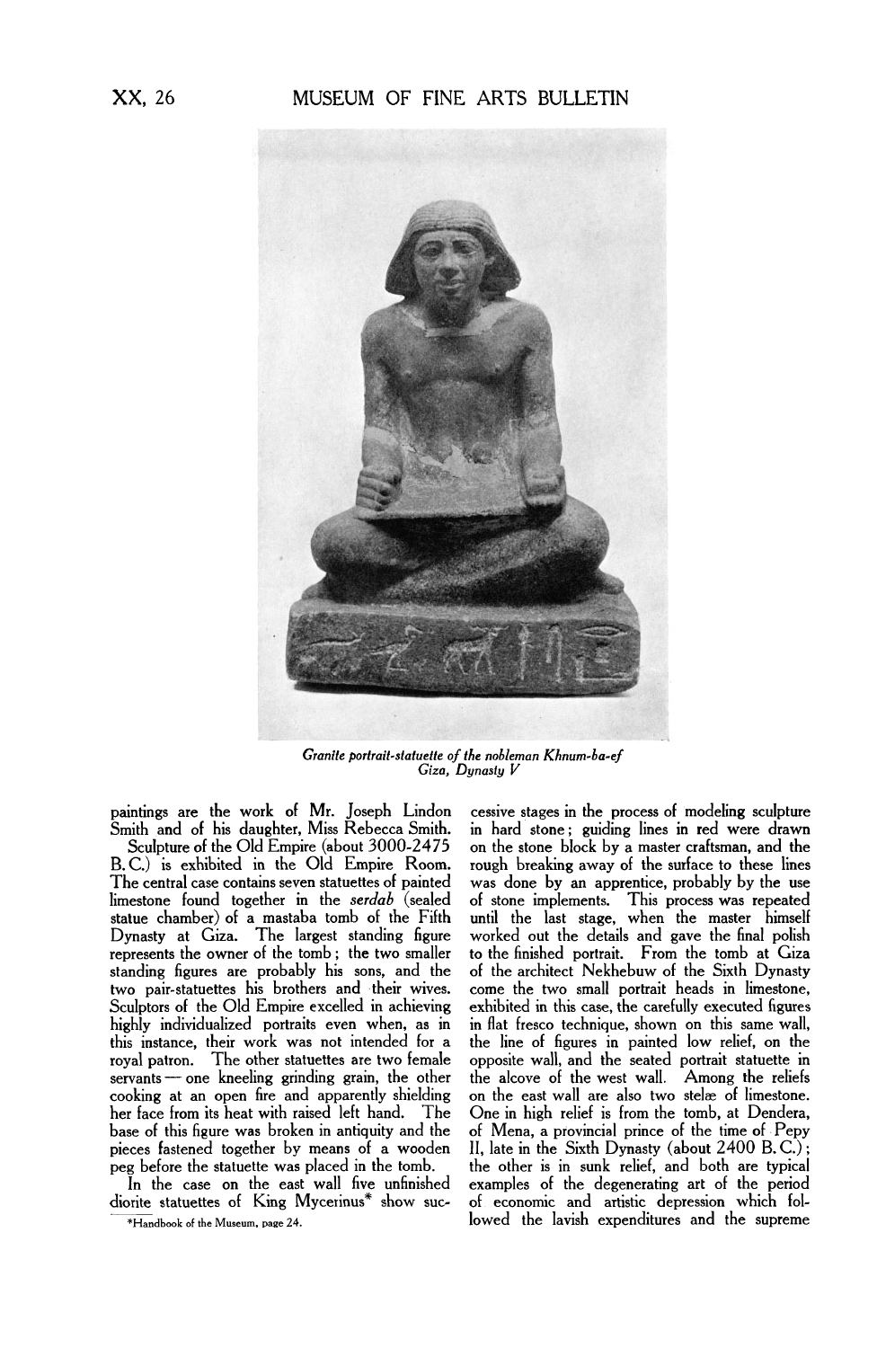*Granite portrait-statuette of the nobleman Khnum-ba-ef*
*Giza, Dynasty V*

paintings are the work of Mr. Joseph Lindon Smith and of his daughter, Miss Rebecca Smith.

Sculpture of the Old Empire (about 3000-2475 B. C.) is exhibited in the Old Empire Room. The central case contains seven statuettes of painted limestone found together in the *serdab* (sealed statue chamber) of a mastaba tomb of the Fifth Dynasty at Giza. The largest standing figure represents the owner of the tomb; the two smaller standing figures are probably his sons, and the two pair-statuettes his brothers and their wives. Sculptors of the Old Empire excelled in achieving highly individualized portraits even when, as in this instance, their work was not intended for a royal patron. The other statuettes are two female servants — one kneeling grinding grain, the other cooking at an open fire and apparently shielding her face from its heat with raised left hand. The base of this figure was broken in antiquity and the pieces fastened together by means of a wooden peg before the statuette was placed in the tomb.

In the case on the east wall five unfinished diorite statuettes of King Mycerinus* show successive stages in the process of modeling sculpture in hard stone; guiding lines in red were drawn on the stone block by a master craftsman, and the rough breaking away of the surface to these lines was done by an apprentice, probably by the use of stone implements. This process was repeated until the last stage, when the master himself worked out the details and gave the final polish to the finished portrait. From the tomb at Giza of the architect Nekhebuw of the Sixth Dynasty come the two small portrait heads in limestone, exhibited in this case, the carefully executed figures in flat fresco technique, shown on this same wall, the line of figures in painted low relief, on the opposite wall, and the seated portrait statuette in the alcove of the west wall. Among the reliefs on the east wall are also two stelæ of limestone. One in high relief is from the tomb, at Dendera, of Mena, a provincial prince of the time of Pepy II, late in the Sixth Dynasty (about 2400 B. C.); the other is in sunk relief, and both are typical examples of the degenerating art of the period of economic and artistic depression which followed the lavish expenditures and the supreme

*Handbook of the Museum, page 24.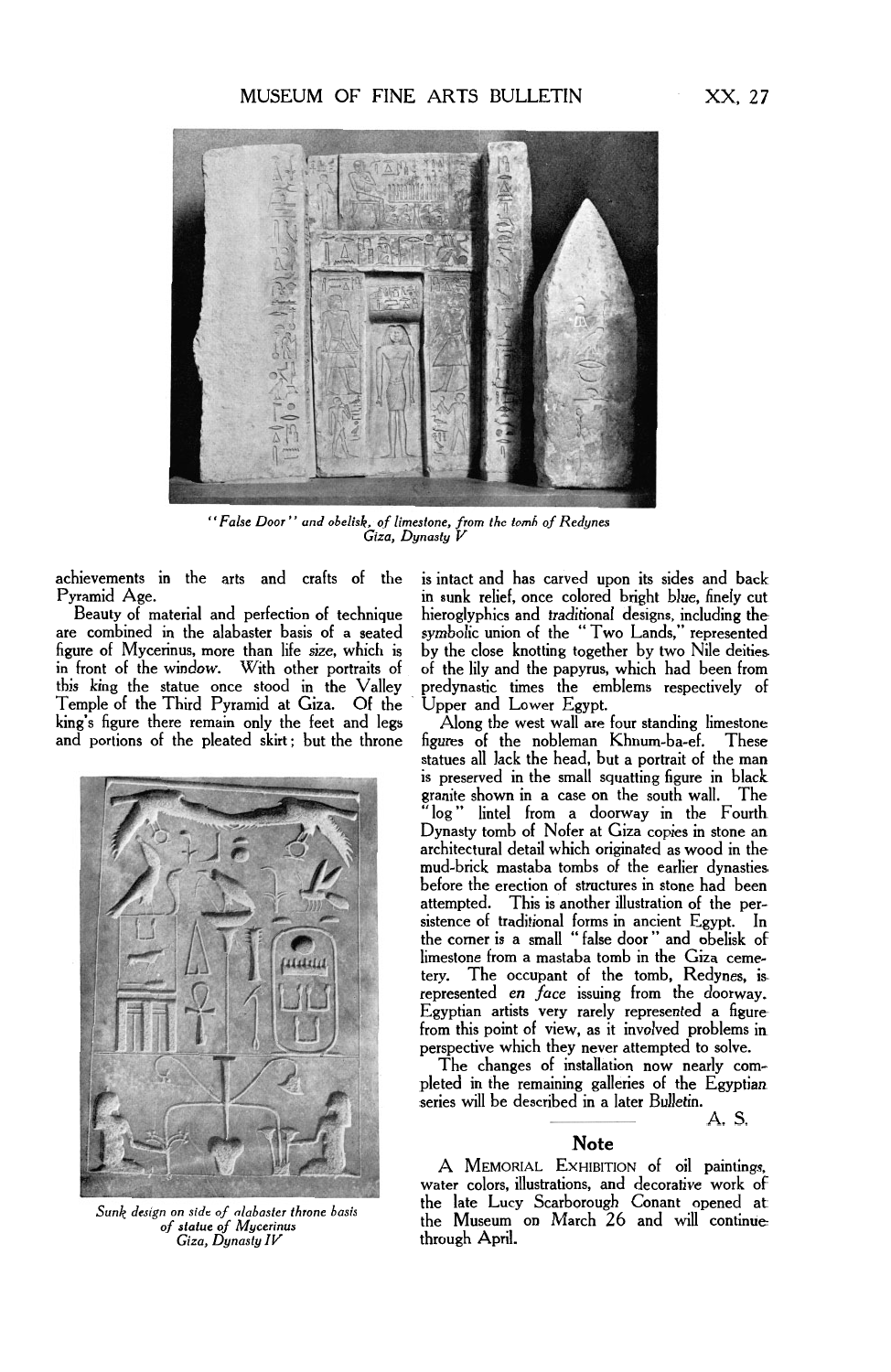"False Door" and obelisk, of limestone, from the tomb of Redynes
Giza, Dynasty V

achievements in the arts and crafts of the Pyramid Age.

Beauty of material and perfection of technique are combined in the alabaster basis of a seated figure of Mycerinus, more than life size, which is in front of the window. With other portraits of this king the statue once stood in the Valley Temple of the Third Pyramid at Giza. Of the king's figure there remain only the feet and legs and portions of the pleated skirt; but the throne is intact and has carved upon its sides and back in sunk relief, once colored bright blue, finely cut hieroglyphics and traditional designs, including the symbolic union of the "Two Lands," represented by the close knotting together by two Nile deities of the lily and the papyrus, which had been from predynastic times the emblems respectively of Upper and Lower Egypt.

*Sunk design on side of alabaster throne basis of statue of Mycerinus*
*Giza, Dynasty IV*

Along the west wall are four standing limestone figures of the nobleman Khnum-ba-ef. These statues all lack the head, but a portrait of the man is preserved in the small squatting figure in black granite shown in a case on the south wall. The "log" lintel from a doorway in the Fourth Dynasty tomb of Nofer at Giza copies in stone an architectural detail which originated as wood in the mud-brick mastaba tombs of the earlier dynasties before the erection of structures in stone had been attempted. This is another illustration of the persistence of traditional forms in ancient Egypt. In the corner is a small "false door" and obelisk of limestone from a mastaba tomb in the Giza cemetery. The occupant of the tomb, Redynes, is represented *en face* issuing from the doorway. Egyptian artists very rarely represented a figure from this point of view, as it involved problems in perspective which they never attempted to solve.

The changes of installation now nearly completed in the remaining galleries of the Egyptian series will be described in a later Bulletin.

A. S.

## Note

A Memorial Exhibition of oil paintings, water colors, illustrations, and decorative work of the late Lucy Scarborough Conant opened at the Museum on March 26 and will continue through April.